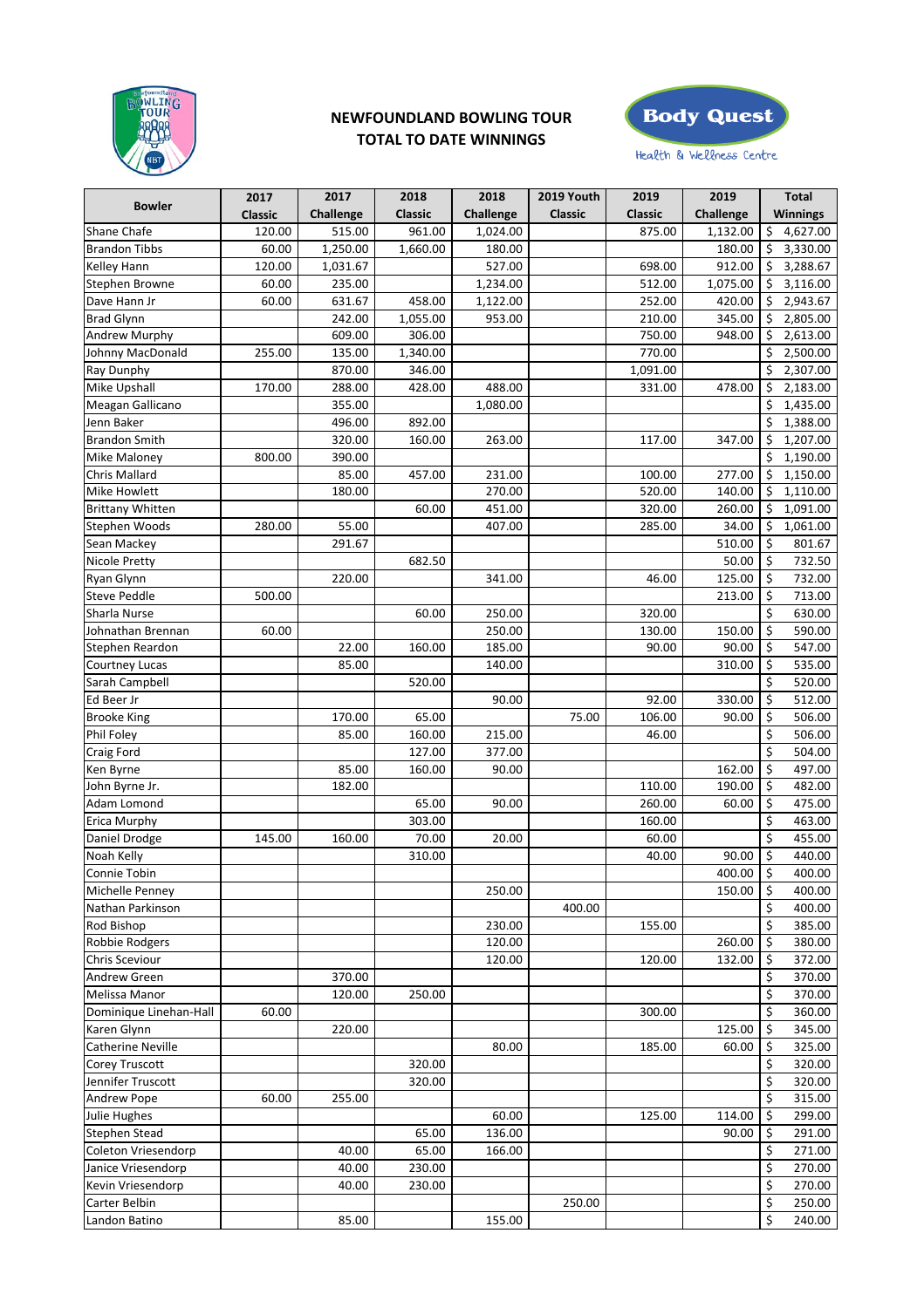# NEWFOUNDLAND BOWLING TOUR
## TOTAL TO DATE WINNINGS

Body Quest

Health & Wellness Centre

| Bowler | 2017 Classic | 2017 Challenge | 2018 Classic | 2018 Challenge | 2019 Youth Classic | 2019 Classic | 2019 Challenge | Total Winnings |
|---|---|---|---|---|---|---|---|---|
| Shane Chafe | 120.00 | 515.00 | 961.00 | 1,024.00 | | 875.00 | 1,132.00 | $ 4,627.00 |
| Brandon Tibbs | 60.00 | 1,250.00 | 1,660.00 | 180.00 | | | 180.00 | $ 3,330.00 |
| Kelley Hann | 120.00 | 1,031.67 | | 527.00 | | 698.00 | 912.00 | $ 3,288.67 |
| Stephen Browne | 60.00 | 235.00 | | 1,234.00 | | 512.00 | 1,075.00 | $ 3,116.00 |
| Dave Hann Jr | 60.00 | 631.67 | 458.00 | 1,122.00 | | 252.00 | 420.00 | $ 2,943.67 |
| Brad Glynn | | 242.00 | 1,055.00 | 953.00 | | 210.00 | 345.00 | $ 2,805.00 |
| Andrew Murphy | | 609.00 | 306.00 | | | 750.00 | 948.00 | $ 2,613.00 |
| Johnny MacDonald | 255.00 | 135.00 | 1,340.00 | | | 770.00 | | $ 2,500.00 |
| Ray Dunphy | | 870.00 | 346.00 | | | 1,091.00 | | $ 2,307.00 |
| Mike Upshall | 170.00 | 288.00 | 428.00 | 488.00 | | 331.00 | 478.00 | $ 2,183.00 |
| Meagan Gallicano | | 355.00 | | 1,080.00 | | | | $ 1,435.00 |
| Jenn Baker | | 496.00 | 892.00 | | | | | $ 1,388.00 |
| Brandon Smith | | 320.00 | 160.00 | 263.00 | | 117.00 | 347.00 | $ 1,207.00 |
| Mike Maloney | 800.00 | 390.00 | | | | | | $ 1,190.00 |
| Chris Mallard | | 85.00 | 457.00 | 231.00 | | 100.00 | 277.00 | $ 1,150.00 |
| Mike Howlett | | 180.00 | | 270.00 | | 520.00 | 140.00 | $ 1,110.00 |
| Brittany Whitten | | | 60.00 | 451.00 | | 320.00 | 260.00 | $ 1,091.00 |
| Stephen Woods | 280.00 | 55.00 | | 407.00 | | 285.00 | 34.00 | $ 1,061.00 |
| Sean Mackey | | 291.67 | | | | | 510.00 | $ 801.67 |
| Nicole Pretty | | | 682.50 | | | | 50.00 | $ 732.50 |
| Ryan Glynn | | 220.00 | | 341.00 | | 46.00 | 125.00 | $ 732.00 |
| Steve Peddle | 500.00 | | | | | | 213.00 | $ 713.00 |
| Sharla Nurse | | | 60.00 | 250.00 | | 320.00 | | $ 630.00 |
| Johnathan Brennan | 60.00 | | | 250.00 | | 130.00 | 150.00 | $ 590.00 |
| Stephen Reardon | | 22.00 | 160.00 | 185.00 | | 90.00 | 90.00 | $ 547.00 |
| Courtney Lucas | | 85.00 | | 140.00 | | | 310.00 | $ 535.00 |
| Sarah Campbell | | | 520.00 | | | | | $ 520.00 |
| Ed Beer Jr | | | | 90.00 | | 92.00 | 330.00 | $ 512.00 |
| Brooke King | | 170.00 | 65.00 | | 75.00 | 106.00 | 90.00 | $ 506.00 |
| Phil Foley | | 85.00 | 160.00 | 215.00 | | 46.00 | | $ 506.00 |
| Craig Ford | | | 127.00 | 377.00 | | | | $ 504.00 |
| Ken Byrne | | 85.00 | 160.00 | 90.00 | | | 162.00 | $ 497.00 |
| John Byrne Jr. | | 182.00 | | | | 110.00 | 190.00 | $ 482.00 |
| Adam Lomond | | | 65.00 | 90.00 | | 260.00 | 60.00 | $ 475.00 |
| Erica Murphy | | | 303.00 | | | 160.00 | | $ 463.00 |
| Daniel Drodge | 145.00 | 160.00 | 70.00 | 20.00 | | 60.00 | | $ 455.00 |
| Noah Kelly | | | 310.00 | | | 40.00 | 90.00 | $ 440.00 |
| Connie Tobin | | | | | | | 400.00 | $ 400.00 |
| Michelle Penney | | | | 250.00 | | | 150.00 | $ 400.00 |
| Nathan Parkinson | | | | | 400.00 | | | $ 400.00 |
| Rod Bishop | | | | 230.00 | | 155.00 | | $ 385.00 |
| Robbie Rodgers | | | | 120.00 | | | 260.00 | $ 380.00 |
| Chris Sceviour | | | | 120.00 | | 120.00 | 132.00 | $ 372.00 |
| Andrew Green | | 370.00 | | | | | | $ 370.00 |
| Melissa Manor | | 120.00 | 250.00 | | | | | $ 370.00 |
| Dominique Linehan-Hall | 60.00 | | | | | 300.00 | | $ 360.00 |
| Karen Glynn | | 220.00 | | | | | 125.00 | $ 345.00 |
| Catherine Neville | | | | 80.00 | | 185.00 | 60.00 | $ 325.00 |
| Corey Truscott | | | 320.00 | | | | | $ 320.00 |
| Jennifer Truscott | | | 320.00 | | | | | $ 320.00 |
| Andrew Pope | 60.00 | 255.00 | | | | | | $ 315.00 |
| Julie Hughes | | | | 60.00 | | 125.00 | 114.00 | $ 299.00 |
| Stephen Stead | | | 65.00 | 136.00 | | | 90.00 | $ 291.00 |
| Coleton Vriesendorp | | 40.00 | 65.00 | 166.00 | | | | $ 271.00 |
| Janice Vriesendorp | | 40.00 | 230.00 | | | | | $ 270.00 |
| Kevin Vriesendorp | | 40.00 | 230.00 | | | | | $ 270.00 |
| Carter Belbin | | | | | 250.00 | | | $ 250.00 |
| Landon Batino | | 85.00 | | 155.00 | | | | $ 240.00 |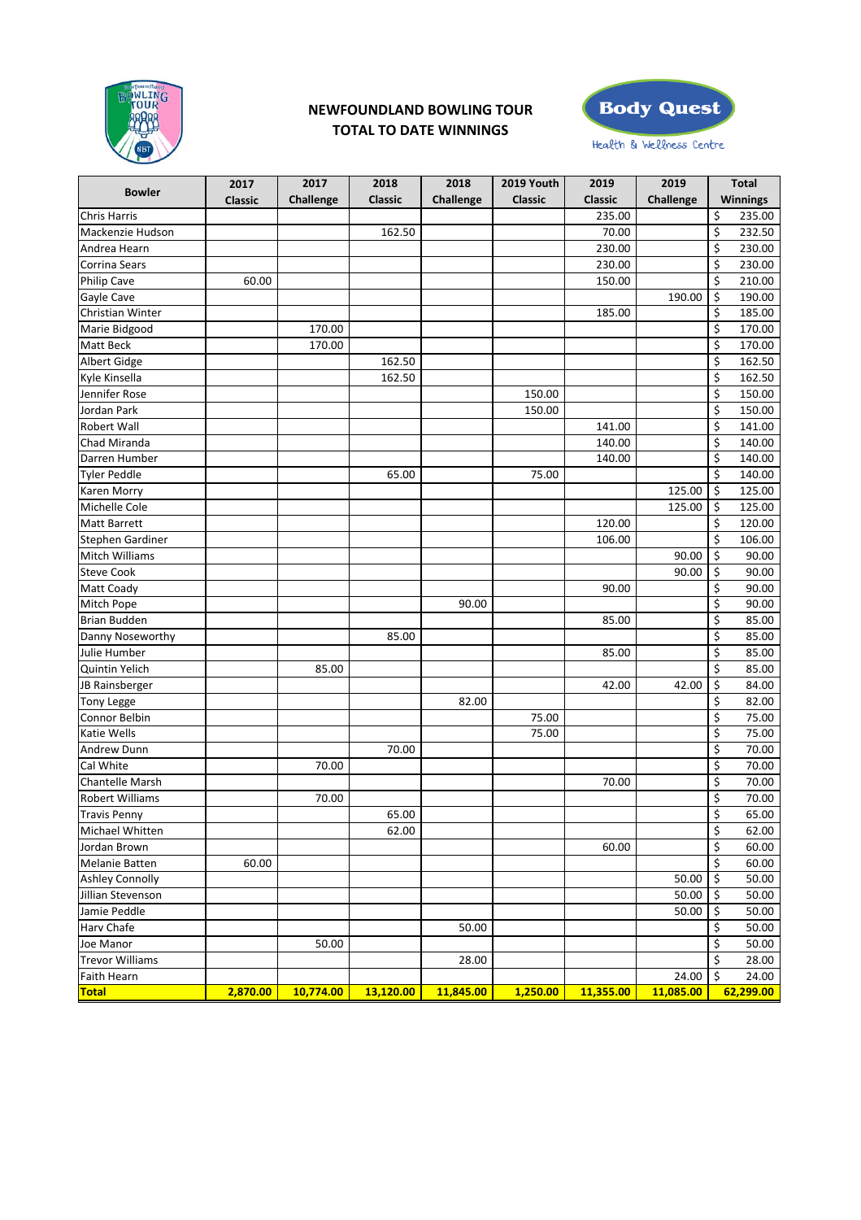# NEWFOUNDLAND BOWLING TOUR
# TOTAL TO DATE WINNINGS

Body Quest
Health & Wellness Centre

| Bowler | 2017 Classic | 2017 Challenge | 2018 Classic | 2018 Challenge | 2019 Youth Classic | 2019 Classic | 2019 Challenge | Total Winnings |
|---|---|---|---|---|---|---|---|---|
| Chris Harris | | | | | | 235.00 | | $ 235.00 |
| Mackenzie Hudson | | | 162.50 | | | 70.00 | | $ 232.50 |
| Andrea Hearn | | | | | | 230.00 | | $ 230.00 |
| Corrina Sears | | | | | | 230.00 | | $ 230.00 |
| Philip Cave | 60.00 | | | | | 150.00 | | $ 210.00 |
| Gayle Cave | | | | | | | 190.00 | $ 190.00 |
| Christian Winter | | | | | | 185.00 | | $ 185.00 |
| Marie Bidgood | | 170.00 | | | | | | $ 170.00 |
| Matt Beck | | 170.00 | | | | | | $ 170.00 |
| Albert Gidge | | | 162.50 | | | | | $ 162.50 |
| Kyle Kinsella | | | 162.50 | | | | | $ 162.50 |
| Jennifer Rose | | | | | 150.00 | | | $ 150.00 |
| Jordan Park | | | | | 150.00 | | | $ 150.00 |
| Robert Wall | | | | | | 141.00 | | $ 141.00 |
| Chad Miranda | | | | | | 140.00 | | $ 140.00 |
| Darren Humber | | | | | | 140.00 | | $ 140.00 |
| Tyler Peddle | | | 65.00 | | 75.00 | | | $ 140.00 |
| Karen Morry | | | | | | | 125.00 | $ 125.00 |
| Michelle Cole | | | | | | | 125.00 | $ 125.00 |
| Matt Barrett | | | | | | 120.00 | | $ 120.00 |
| Stephen Gardiner | | | | | | 106.00 | | $ 106.00 |
| Mitch Williams | | | | | | | 90.00 | $ 90.00 |
| Steve Cook | | | | | | | 90.00 | $ 90.00 |
| Matt Coady | | | | | | 90.00 | | $ 90.00 |
| Mitch Pope | | | | 90.00 | | | | $ 90.00 |
| Brian Budden | | | | | | 85.00 | | $ 85.00 |
| Danny Noseworthy | | | 85.00 | | | | | $ 85.00 |
| Julie Humber | | | | | | 85.00 | | $ 85.00 |
| Quintin Yelich | | 85.00 | | | | | | $ 85.00 |
| JB Rainsberger | | | | | | 42.00 | 42.00 | $ 84.00 |
| Tony Legge | | | | 82.00 | | | | $ 82.00 |
| Connor Belbin | | | | | 75.00 | | | $ 75.00 |
| Katie Wells | | | | | 75.00 | | | $ 75.00 |
| Andrew Dunn | | | 70.00 | | | | | $ 70.00 |
| Cal White | | 70.00 | | | | | | $ 70.00 |
| Chantelle Marsh | | | | | | 70.00 | | $ 70.00 |
| Robert Williams | | 70.00 | | | | | | $ 70.00 |
| Travis Penny | | | 65.00 | | | | | $ 65.00 |
| Michael Whitten | | | 62.00 | | | | | $ 62.00 |
| Jordan Brown | | | | | | 60.00 | | $ 60.00 |
| Melanie Batten | 60.00 | | | | | | | $ 60.00 |
| Ashley Connolly | | | | | | | 50.00 | $ 50.00 |
| Jillian Stevenson | | | | | | | 50.00 | $ 50.00 |
| Jamie Peddle | | | | | | | 50.00 | $ 50.00 |
| Harv Chafe | | | | 50.00 | | | | $ 50.00 |
| Joe Manor | | 50.00 | | | | | | $ 50.00 |
| Trevor Williams | | | | 28.00 | | | | $ 28.00 |
| Faith Hearn | | | | | | | 24.00 | $ 24.00 |
| **Total** | **2,870.00** | **10,774.00** | **13,120.00** | **11,845.00** | **1,250.00** | **11,355.00** | **11,085.00** | **62,299.00** |